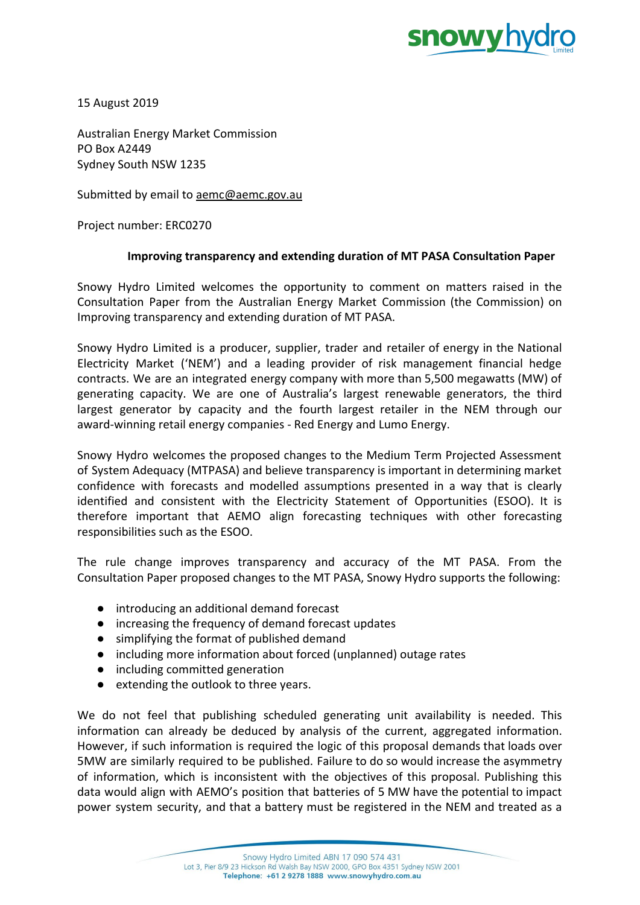15 August 2019

Australian Energy Market Commission
PO Box A2449
Sydney South NSW 1235

Submitted by email to aemc@aemc.gov.au

Project number: ERC0270

**Improving transparency and extending duration of MT PASA Consultation Paper**

Snowy Hydro Limited welcomes the opportunity to comment on matters raised in the Consultation Paper from the Australian Energy Market Commission (the Commission) on Improving transparency and extending duration of MT PASA.

Snowy Hydro Limited is a producer, supplier, trader and retailer of energy in the National Electricity Market ('NEM') and a leading provider of risk management financial hedge contracts. We are an integrated energy company with more than 5,500 megawatts (MW) of generating capacity. We are one of Australia's largest renewable generators, the third largest generator by capacity and the fourth largest retailer in the NEM through our award-winning retail energy companies - Red Energy and Lumo Energy.

Snowy Hydro welcomes the proposed changes to the Medium Term Projected Assessment of System Adequacy (MTPASA) and believe transparency is important in determining market confidence with forecasts and modelled assumptions presented in a way that is clearly identified and consistent with the Electricity Statement of Opportunities (ESOO). It is therefore important that AEMO align forecasting techniques with other forecasting responsibilities such as the ESOO.

The rule change improves transparency and accuracy of the MT PASA. From the Consultation Paper proposed changes to the MT PASA, Snowy Hydro supports the following:

- introducing an additional demand forecast
- increasing the frequency of demand forecast updates
- simplifying the format of published demand
- including more information about forced (unplanned) outage rates
- including committed generation
- extending the outlook to three years.

We do not feel that publishing scheduled generating unit availability is needed. This information can already be deduced by analysis of the current, aggregated information. However, if such information is required the logic of this proposal demands that loads over 5MW are similarly required to be published. Failure to do so would increase the asymmetry of information, which is inconsistent with the objectives of this proposal. Publishing this data would align with AEMO's position that batteries of 5 MW have the potential to impact power system security, and that a battery must be registered in the NEM and treated as a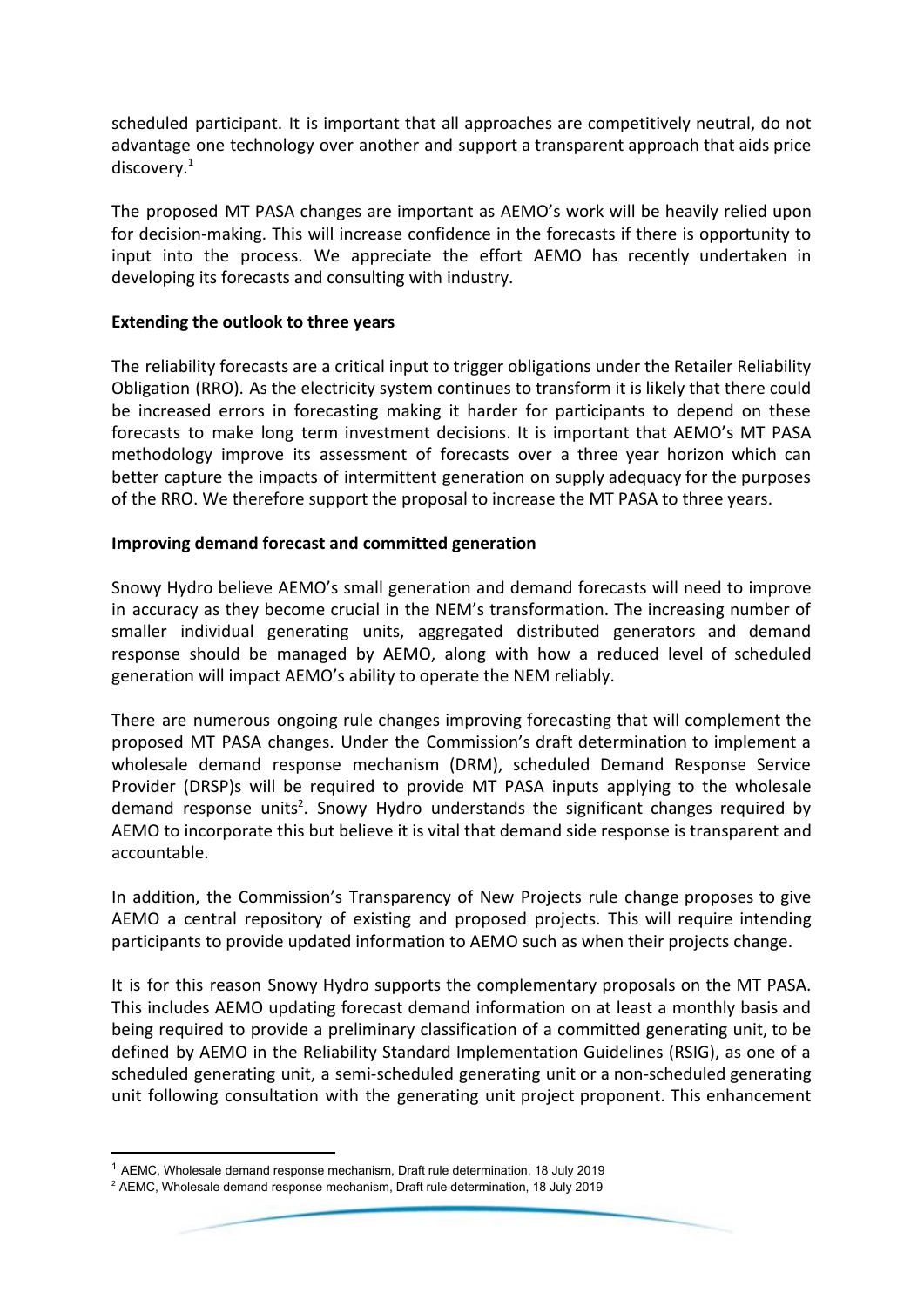scheduled participant. It is important that all approaches are competitively neutral, do not advantage one technology over another and support a transparent approach that aids price discovery.[1]

The proposed MT PASA changes are important as AEMO's work will be heavily relied upon for decision-making. This will increase confidence in the forecasts if there is opportunity to input into the process. We appreciate the effort AEMO has recently undertaken in developing its forecasts and consulting with industry.

**Extending the outlook to three years**

The reliability forecasts are a critical input to trigger obligations under the Retailer Reliability Obligation (RRO). As the electricity system continues to transform it is likely that there could be increased errors in forecasting making it harder for participants to depend on these forecasts to make long term investment decisions. It is important that AEMO's MT PASA methodology improve its assessment of forecasts over a three year horizon which can better capture the impacts of intermittent generation on supply adequacy for the purposes of the RRO. We therefore support the proposal to increase the MT PASA to three years.

**Improving demand forecast and committed generation**

Snowy Hydro believe AEMO's small generation and demand forecasts will need to improve in accuracy as they become crucial in the NEM's transformation. The increasing number of smaller individual generating units, aggregated distributed generators and demand response should be managed by AEMO, along with how a reduced level of scheduled generation will impact AEMO's ability to operate the NEM reliably.

There are numerous ongoing rule changes improving forecasting that will complement the proposed MT PASA changes. Under the Commission's draft determination to implement a wholesale demand response mechanism (DRM), scheduled Demand Response Service Provider (DRSP)s will be required to provide MT PASA inputs applying to the wholesale demand response units[2]. Snowy Hydro understands the significant changes required by AEMO to incorporate this but believe it is vital that demand side response is transparent and accountable.

In addition, the Commission's Transparency of New Projects rule change proposes to give AEMO a central repository of existing and proposed projects. This will require intending participants to provide updated information to AEMO such as when their projects change.

It is for this reason Snowy Hydro supports the complementary proposals on the MT PASA. This includes AEMO updating forecast demand information on at least a monthly basis and being required to provide a preliminary classification of a committed generating unit, to be defined by AEMO in the Reliability Standard Implementation Guidelines (RSIG), as one of a scheduled generating unit, a semi-scheduled generating unit or a non-scheduled generating unit following consultation with the generating unit project proponent. This enhancement

---

[1] AEMC, Wholesale demand response mechanism, Draft rule determination, 18 July 2019

[2] AEMC, Wholesale demand response mechanism, Draft rule determination, 18 July 2019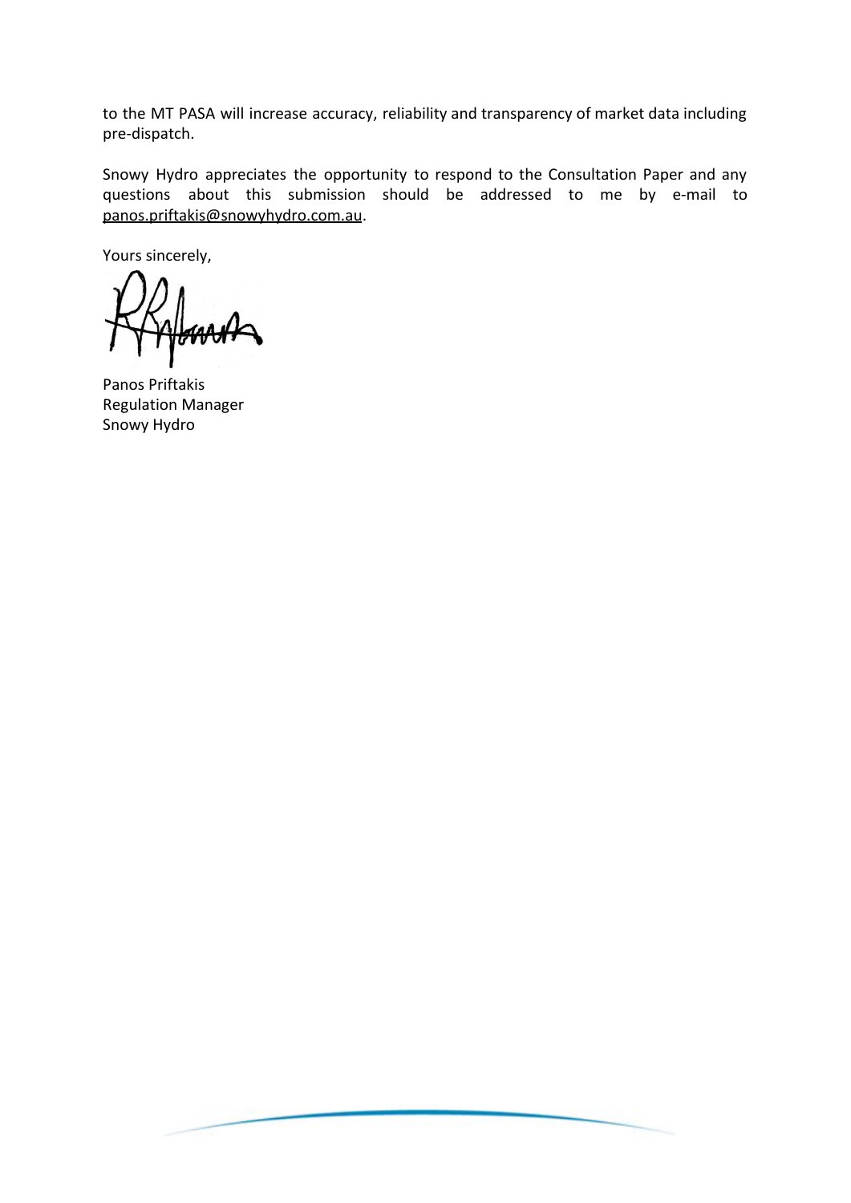to the MT PASA will increase accuracy, reliability and transparency of market data including pre-dispatch.

Snowy Hydro appreciates the opportunity to respond to the Consultation Paper and any questions about this submission should be addressed to me by e-mail to panos.priftakis@snowyhydro.com.au.

Yours sincerely,

Panos Priftakis
Regulation Manager
Snowy Hydro